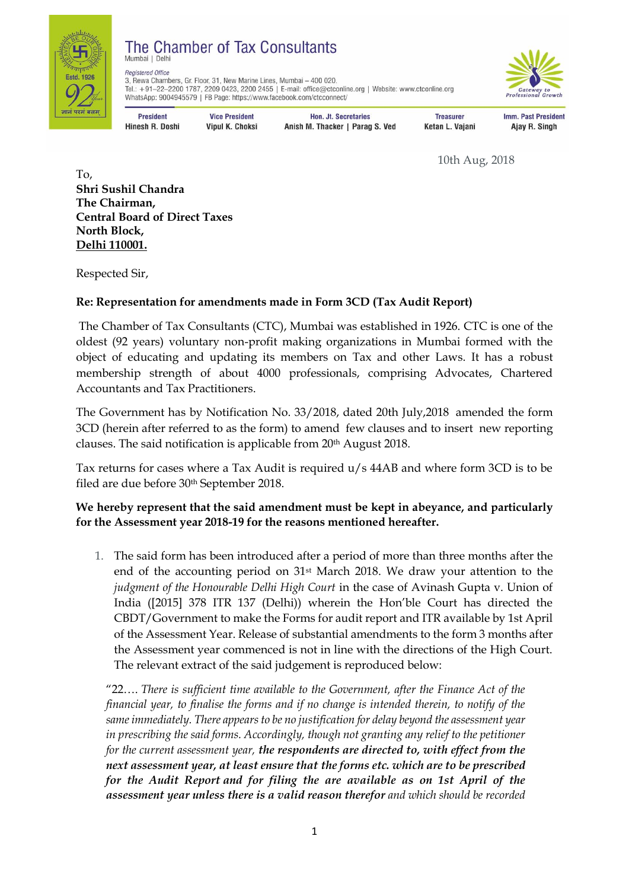# The Chamber of Tax Consultants

Mumbai | Delhi

*Registered Office*
3, Rewa Chambers, Gr. Floor, 31, New Marine Lines, Mumbai – 400 020.
Tel.: +91–22–2200 1787, 2209 0423, 2200 2455 | E-mail: office@ctconline.org | Website: www.ctconline.org
WhatsApp: 9004945579 | FB Page: https://www.facebook.com/ctcconnect/

| President | Vice President | Hon. Jt. Secretaries | Treasurer | Imm. Past President |
|---|---|---|---|---|
| Hinesh R. Doshi | Vipul K. Choksi | Anish M. Thacker \| Parag S. Ved | Ketan L. Vajani | Ajay R. Singh |

10th Aug, 2018

To,
**Shri Sushil Chandra**
**The Chairman,**
**Central Board of Direct Taxes**
**North Block,**
**Delhi 110001.**

Respected Sir,

**Re: Representation for amendments made in Form 3CD (Tax Audit Report)**

The Chamber of Tax Consultants (CTC), Mumbai was established in 1926. CTC is one of the oldest (92 years) voluntary non-profit making organizations in Mumbai formed with the object of educating and updating its members on Tax and other Laws. It has a robust membership strength of about 4000 professionals, comprising Advocates, Chartered Accountants and Tax Practitioners.

The Government has by Notification No. 33/2018, dated 20th July,2018 amended the form 3CD (herein after referred to as the form) to amend few clauses and to insert new reporting clauses. The said notification is applicable from 20th August 2018.

Tax returns for cases where a Tax Audit is required u/s 44AB and where form 3CD is to be filed are due before 30th September 2018.

**We hereby represent that the said amendment must be kept in abeyance, and particularly for the Assessment year 2018-19 for the reasons mentioned hereafter.**

1. The said form has been introduced after a period of more than three months after the end of the accounting period on 31st March 2018. We draw your attention to the *judgment of the Honourable Delhi High Court* in the case of Avinash Gupta v. Union of India ([2015] 378 ITR 137 (Delhi)) wherein the Hon'ble Court has directed the CBDT/Government to make the Forms for audit report and ITR available by 1st April of the Assessment Year. Release of substantial amendments to the form 3 months after the Assessment year commenced is not in line with the directions of the High Court. The relevant extract of the said judgement is reproduced below:

"22.… *There is sufficient time available to the Government, after the Finance Act of the financial year, to finalise the forms and if no change is intended therein, to notify of the same immediately. There appears to be no justification for delay beyond the assessment year in prescribing the said forms. Accordingly, though not granting any relief to the petitioner for the current assessment year,* ***the respondents are directed to, with effect from the next assessment year, at least ensure that the forms etc. which are to be prescribed for the Audit Report and for filing the are available as on 1st April of the assessment year unless there is a valid reason therefor*** *and which should be recorded*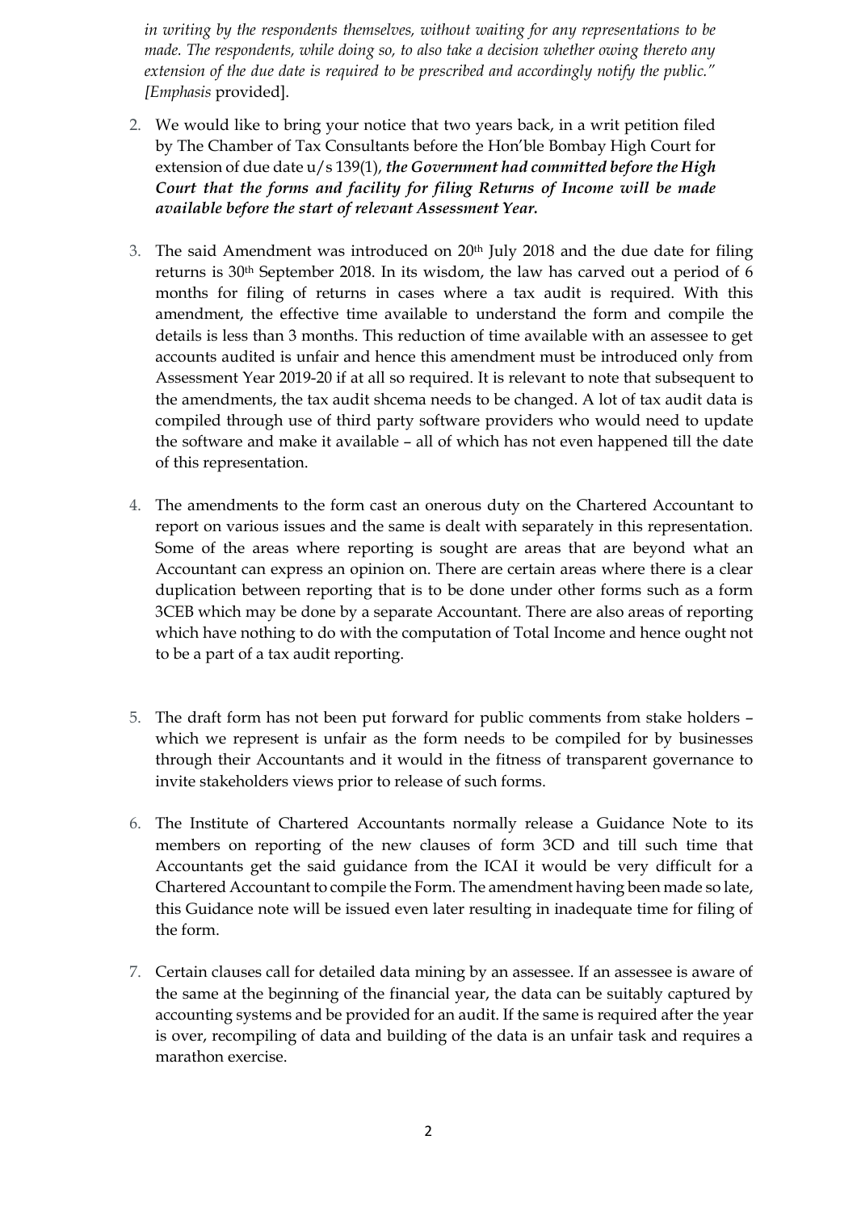*in writing by the respondents themselves, without waiting for any representations to be made. The respondents, while doing so, to also take a decision whether owing thereto any extension of the due date is required to be prescribed and accordingly notify the public." [Emphasis* provided].

2. We would like to bring your notice that two years back, in a writ petition filed by The Chamber of Tax Consultants before the Hon'ble Bombay High Court for extension of due date u/s 139(1), ***the Government had committed before the High Court that the forms and facility for filing Returns of Income will be made available before the start of relevant Assessment Year.***

3. The said Amendment was introduced on 20th July 2018 and the due date for filing returns is 30th September 2018. In its wisdom, the law has carved out a period of 6 months for filing of returns in cases where a tax audit is required. With this amendment, the effective time available to understand the form and compile the details is less than 3 months. This reduction of time available with an assessee to get accounts audited is unfair and hence this amendment must be introduced only from Assessment Year 2019-20 if at all so required. It is relevant to note that subsequent to the amendments, the tax audit shcema needs to be changed. A lot of tax audit data is compiled through use of third party software providers who would need to update the software and make it available – all of which has not even happened till the date of this representation.

4. The amendments to the form cast an onerous duty on the Chartered Accountant to report on various issues and the same is dealt with separately in this representation. Some of the areas where reporting is sought are areas that are beyond what an Accountant can express an opinion on. There are certain areas where there is a clear duplication between reporting that is to be done under other forms such as a form 3CEB which may be done by a separate Accountant. There are also areas of reporting which have nothing to do with the computation of Total Income and hence ought not to be a part of a tax audit reporting.

5. The draft form has not been put forward for public comments from stake holders – which we represent is unfair as the form needs to be compiled for by businesses through their Accountants and it would in the fitness of transparent governance to invite stakeholders views prior to release of such forms.

6. The Institute of Chartered Accountants normally release a Guidance Note to its members on reporting of the new clauses of form 3CD and till such time that Accountants get the said guidance from the ICAI it would be very difficult for a Chartered Accountant to compile the Form. The amendment having been made so late, this Guidance note will be issued even later resulting in inadequate time for filing of the form.

7. Certain clauses call for detailed data mining by an assessee. If an assessee is aware of the same at the beginning of the financial year, the data can be suitably captured by accounting systems and be provided for an audit. If the same is required after the year is over, recompiling of data and building of the data is an unfair task and requires a marathon exercise.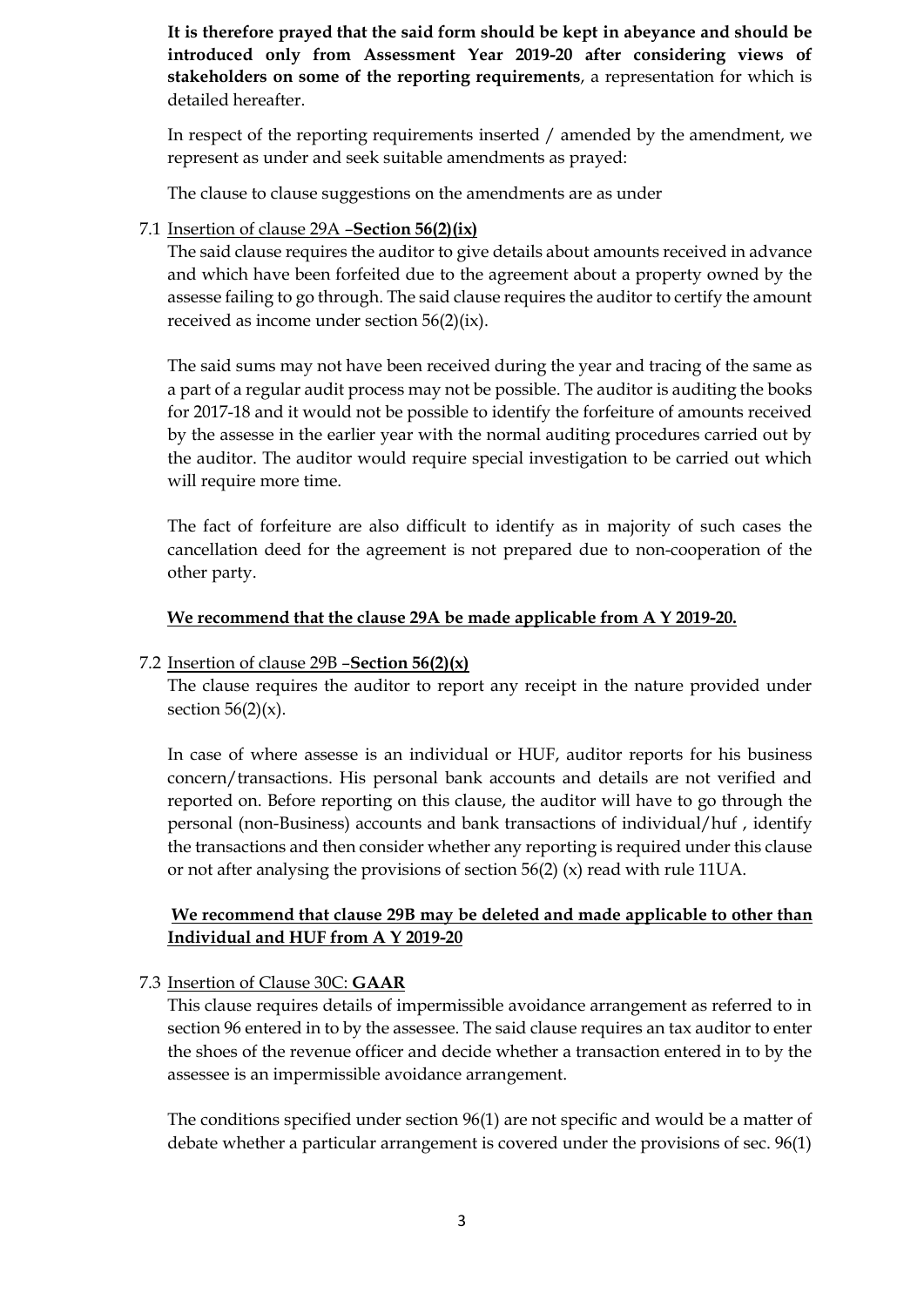**It is therefore prayed that the said form should be kept in abeyance and should be introduced only from Assessment Year 2019-20 after considering views of stakeholders on some of the reporting requirements**, a representation for which is detailed hereafter.

In respect of the reporting requirements inserted / amended by the amendment, we represent as under and seek suitable amendments as prayed:

The clause to clause suggestions on the amendments are as under

7.1 <u>Insertion of clause 29A –**Section 56(2)(ix)**</u>

The said clause requires the auditor to give details about amounts received in advance and which have been forfeited due to the agreement about a property owned by the assesse failing to go through. The said clause requires the auditor to certify the amount received as income under section 56(2)(ix).

The said sums may not have been received during the year and tracing of the same as a part of a regular audit process may not be possible. The auditor is auditing the books for 2017-18 and it would not be possible to identify the forfeiture of amounts received by the assesse in the earlier year with the normal auditing procedures carried out by the auditor. The auditor would require special investigation to be carried out which will require more time.

The fact of forfeiture are also difficult to identify as in majority of such cases the cancellation deed for the agreement is not prepared due to non-cooperation of the other party.

<u>**We recommend that the clause 29A be made applicable from A Y 2019-20.**</u>

7.2 <u>Insertion of clause 29B –**Section 56(2)(x)**</u>

The clause requires the auditor to report any receipt in the nature provided under section 56(2)(x).

In case of where assese is an individual or HUF, auditor reports for his business concern/transactions. His personal bank accounts and details are not verified and reported on. Before reporting on this clause, the auditor will have to go through the personal (non-Business) accounts and bank transactions of individual/huf , identify the transactions and then consider whether any reporting is required under this clause or not after analysing the provisions of section 56(2) (x) read with rule 11UA.

<u>**We recommend that clause 29B may be deleted and made applicable to other than Individual and HUF from A Y 2019-20**</u>

7.3 <u>Insertion of Clause 30C: **GAAR**</u>

This clause requires details of impermissible avoidance arrangement as referred to in section 96 entered in to by the assessee. The said clause requires an tax auditor to enter the shoes of the revenue officer and decide whether a transaction entered in to by the assessee is an impermissible avoidance arrangement.

The conditions specified under section 96(1) are not specific and would be a matter of debate whether a particular arrangement is covered under the provisions of sec. 96(1)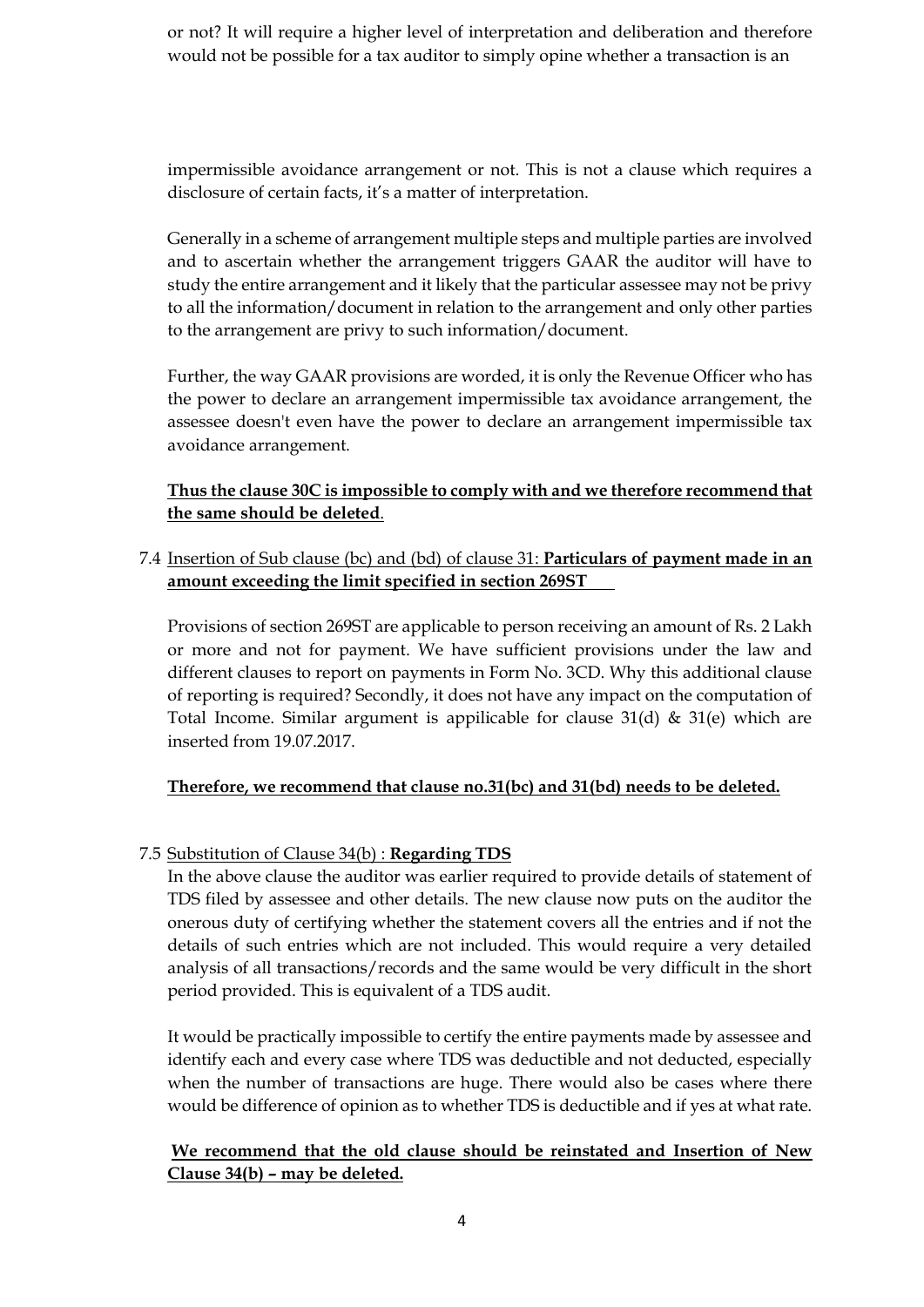or not? It will require a higher level of interpretation and deliberation and therefore would not be possible for a tax auditor to simply opine whether a transaction is an impermissible avoidance arrangement or not. This is not a clause which requires a disclosure of certain facts, it's a matter of interpretation.

Generally in a scheme of arrangement multiple steps and multiple parties are involved and to ascertain whether the arrangement triggers GAAR the auditor will have to study the entire arrangement and it likely that the particular assessee may not be privy to all the information/document in relation to the arrangement and only other parties to the arrangement are privy to such information/document.

Further, the way GAAR provisions are worded, it is only the Revenue Officer who has the power to declare an arrangement impermissible tax avoidance arrangement, the assessee doesn't even have the power to declare an arrangement impermissible tax avoidance arrangement.

**Thus the clause 30C is impossible to comply with and we therefore recommend that the same should be deleted**.

7.4 Insertion of Sub clause (bc) and (bd) of clause 31: **Particulars of payment made in an amount exceeding the limit specified in section 269ST**

Provisions of section 269ST are applicable to person receiving an amount of Rs. 2 Lakh or more and not for payment. We have sufficient provisions under the law and different clauses to report on payments in Form No. 3CD. Why this additional clause of reporting is required? Secondly, it does not have any impact on the computation of Total Income. Similar argument is appilicable for clause 31(d) & 31(e) which are inserted from 19.07.2017.

**Therefore, we recommend that clause no.31(bc) and 31(bd) needs to be deleted.**

7.5 Substitution of Clause 34(b) : **Regarding TDS**

In the above clause the auditor was earlier required to provide details of statement of TDS filed by assessee and other details. The new clause now puts on the auditor the onerous duty of certifying whether the statement covers all the entries and if not the details of such entries which are not included. This would require a very detailed analysis of all transactions/records and the same would be very difficult in the short period provided. This is equivalent of a TDS audit.

It would be practically impossible to certify the entire payments made by assessee and identify each and every case where TDS was deductible and not deducted, especially when the number of transactions are huge. There would also be cases where there would be difference of opinion as to whether TDS is deductible and if yes at what rate.

**We recommend that the old clause should be reinstated and Insertion of New Clause 34(b) – may be deleted.**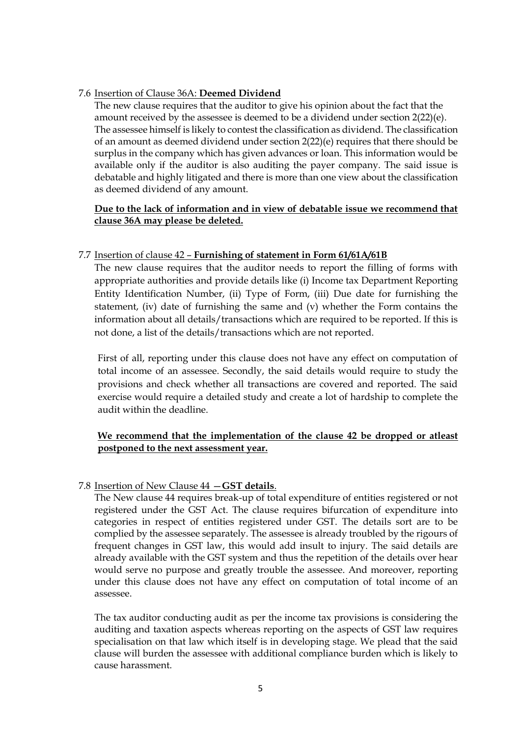7.6 <u>Insertion of Clause 36A:</u> **Deemed Dividend**

The new clause requires that the auditor to give his opinion about the fact that the amount received by the assessee is deemed to be a dividend under section 2(22)(e). The assessee himself is likely to contest the classification as dividend. The classification of an amount as deemed dividend under section 2(22)(e) requires that there should be surplus in the company which has given advances or loan. This information would be available only if the auditor is also auditing the payer company. The said issue is debatable and highly litigated and there is more than one view about the classification as deemed dividend of any amount.

**<u>Due to the lack of information and in view of debatable issue we recommend that clause 36A may please be deleted.</u>**

7.7 <u>Insertion of clause 42 –</u> **<u>Furnishing of statement in Form 61/61A/61B</u>**

The new clause requires that the auditor needs to report the filling of forms with appropriate authorities and provide details like (i) Income tax Department Reporting Entity Identification Number, (ii) Type of Form, (iii) Due date for furnishing the statement, (iv) date of furnishing the same and (v) whether the Form contains the information about all details/transactions which are required to be reported. If this is not done, a list of the details/transactions which are not reported.

First of all, reporting under this clause does not have any effect on computation of total income of an assessee. Secondly, the said details would require to study the provisions and check whether all transactions are covered and reported. The said exercise would require a detailed study and create a lot of hardship to complete the audit within the deadline.

**<u>We recommend that the implementation of the clause 42 be dropped or atleast postponed to the next assessment year.</u>**

7.8 <u>Insertion of New Clause 44 —</u>**<u>GST details</u>**.

The New clause 44 requires break-up of total expenditure of entities registered or not registered under the GST Act. The clause requires bifurcation of expenditure into categories in respect of entities registered under GST. The details sort are to be complied by the assessee separately. The assessee is already troubled by the rigours of frequent changes in GST law, this would add insult to injury. The said details are already available with the GST system and thus the repetition of the details over hear would serve no purpose and greatly trouble the assessee. And moreover, reporting under this clause does not have any effect on computation of total income of an assessee.

The tax auditor conducting audit as per the income tax provisions is considering the auditing and taxation aspects whereas reporting on the aspects of GST law requires specialisation on that law which itself is in developing stage. We plead that the said clause will burden the assessee with additional compliance burden which is likely to cause harassment.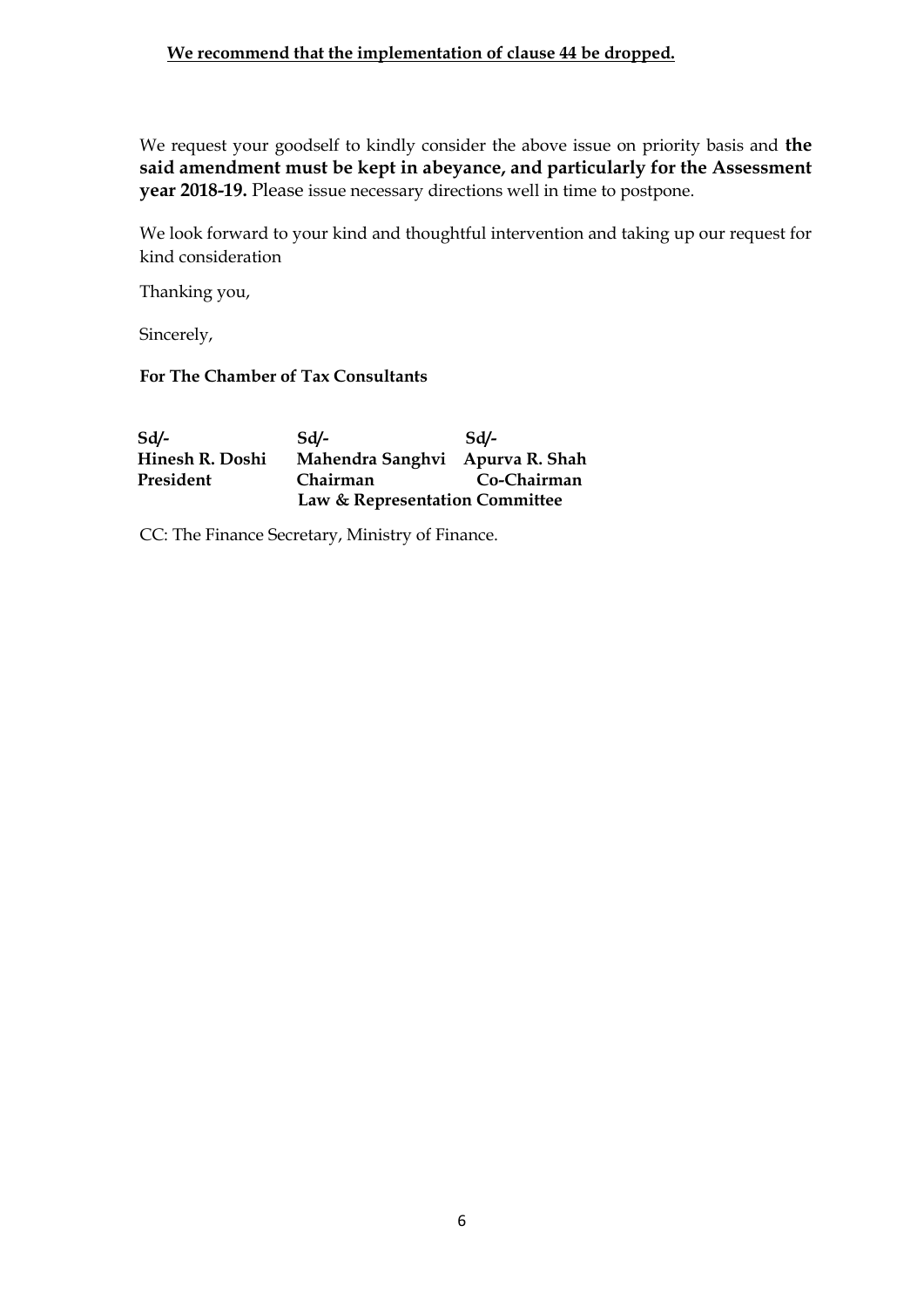**We recommend that the implementation of clause 44 be dropped.**

We request your goodself to kindly consider the above issue on priority basis and **the said amendment must be kept in abeyance, and particularly for the Assessment year 2018-19.** Please issue necessary directions well in time to postpone.

We look forward to your kind and thoughtful intervention and taking up our request for kind consideration

Thanking you,

Sincerely,

**For The Chamber of Tax Consultants**

| | | |
|---|---|---|
| **Sd/-** | **Sd/-** | **Sd/-** |
| **Hinesh R. Doshi** | **Mahendra Sanghvi** | **Apurva R. Shah** |
| **President** | **Chairman** | **Co-Chairman** |
| | **Law & Representation Committee** | |

CC: The Finance Secretary, Ministry of Finance.